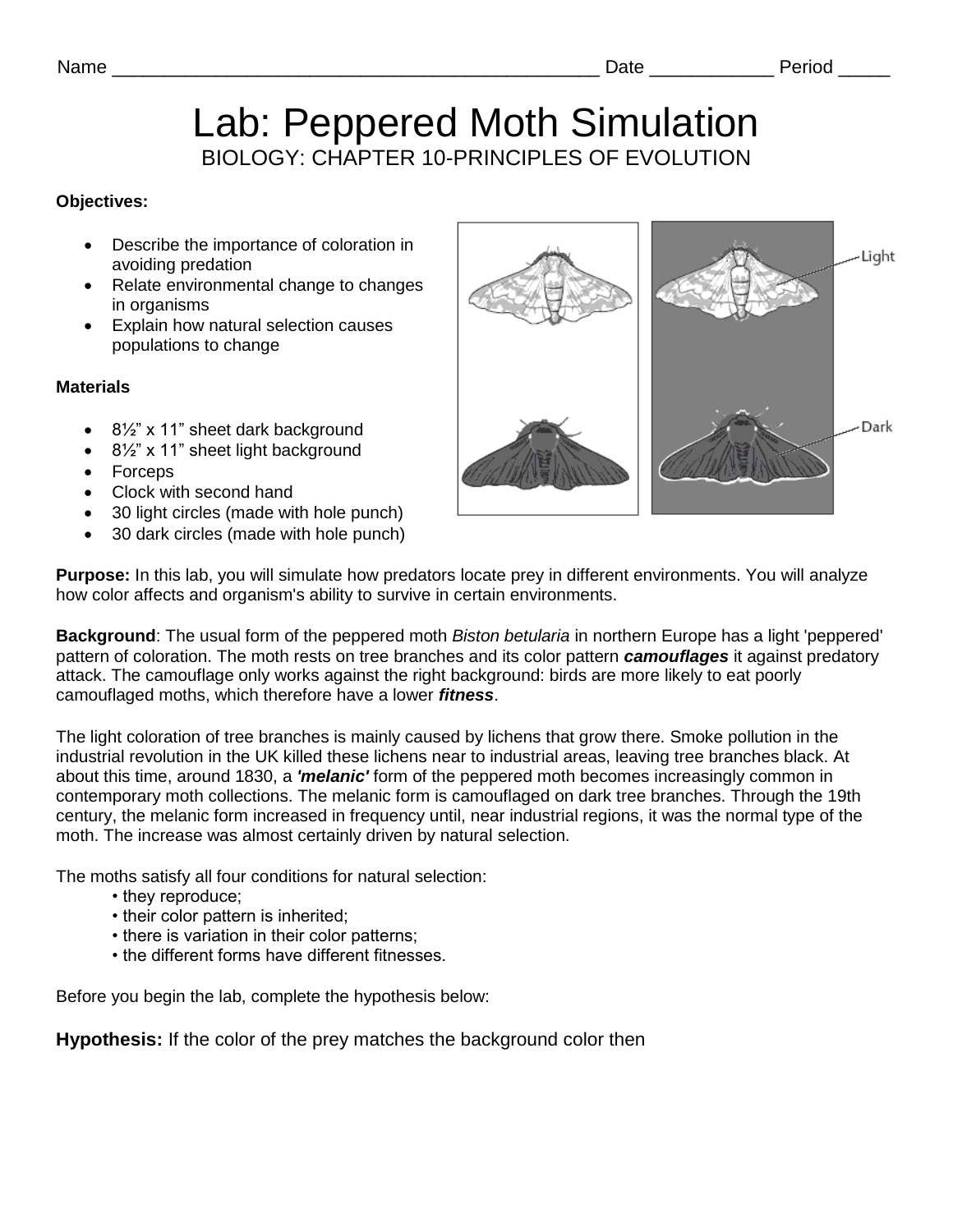Name ______________________________________________ Date ___________ Period _____

# Lab: Peppered Moth Simulation

BIOLOGY: CHAPTER 10-PRINCIPLES OF EVOLUTION

**Objectives:**

- Describe the importance of coloration in avoiding predation
- Relate environmental change to changes in organisms
- Explain how natural selection causes populations to change

**Materials**

- 8½" x 11" sheet dark background
- 8½" x 11" sheet light background
- Forceps
- Clock with second hand
- 30 light circles (made with hole punch)
- 30 dark circles (made with hole punch)

**Purpose:** In this lab, you will simulate how predators locate prey in different environments. You will analyze how color affects and organism's ability to survive in certain environments.

**Background**: The usual form of the peppered moth *Biston betularia* in northern Europe has a light 'peppered' pattern of coloration. The moth rests on tree branches and its color pattern ***camouflages*** it against predatory attack. The camouflage only works against the right background: birds are more likely to eat poorly camouflaged moths, which therefore have a lower ***fitness***.

The light coloration of tree branches is mainly caused by lichens that grow there. Smoke pollution in the industrial revolution in the UK killed these lichens near to industrial areas, leaving tree branches black. At about this time, around 1830, a ***'melanic'*** form of the peppered moth becomes increasingly common in contemporary moth collections. The melanic form is camouflaged on dark tree branches. Through the 19th century, the melanic form increased in frequency until, near industrial regions, it was the normal type of the moth. The increase was almost certainly driven by natural selection.

The moths satisfy all four conditions for natural selection:

- they reproduce;
- their color pattern is inherited;
- there is variation in their color patterns;
- the different forms have different fitnesses.

Before you begin the lab, complete the hypothesis below:

**Hypothesis:** If the color of the prey matches the background color then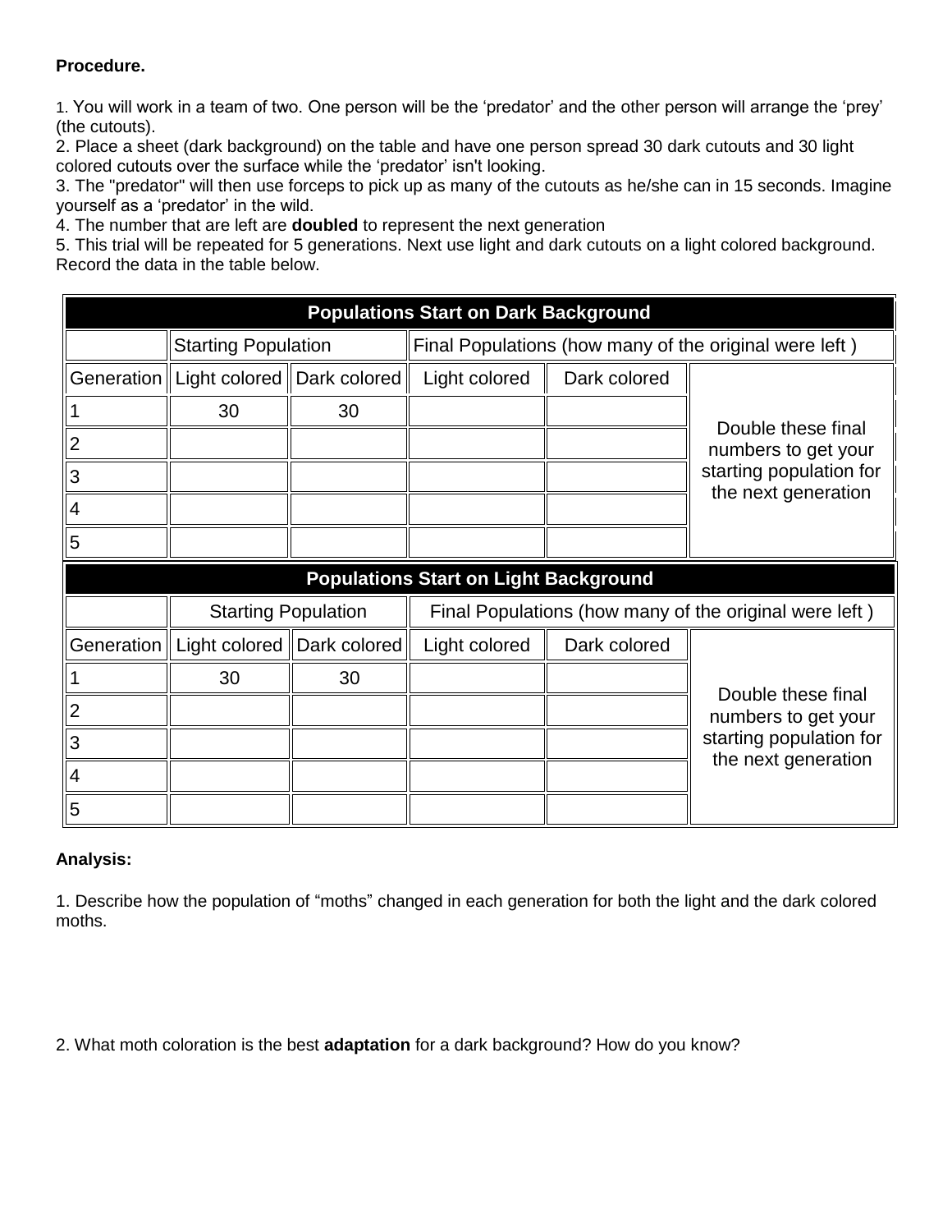**Procedure.**

1. You will work in a team of two. One person will be the 'predator' and the other person will arrange the 'prey' (the cutouts).
2. Place a sheet (dark background) on the table and have one person spread 30 dark cutouts and 30 light colored cutouts over the surface while the 'predator' isn't looking.
3. The "predator" will then use forceps to pick up as many of the cutouts as he/she can in 15 seconds. Imagine yourself as a 'predator' in the wild.
4. The number that are left are **doubled** to represent the next generation
5. This trial will be repeated for 5 generations. Next use light and dark cutouts on a light colored background. Record the data in the table below.

| Populations Start on Dark Background | | | | | |
|---|---|---|---|---|---|
| | Starting Population | | Final Populations (how many of the original were left ) | | |
| Generation | Light colored | Dark colored | Light colored | Dark colored | Double these final numbers to get your starting population for the next generation |
| 1 | 30 | 30 | | | |
| 2 | | | | | |
| 3 | | | | | |
| 4 | | | | | |
| 5 | | | | | |

| Populations Start on Light Background | | | | | |
|---|---|---|---|---|---|
| | Starting Population | | Final Populations (how many of the original were left ) | | |
| Generation | Light colored | Dark colored | Light colored | Dark colored | Double these final numbers to get your starting population for the next generation |
| 1 | 30 | 30 | | | |
| 2 | | | | | |
| 3 | | | | | |
| 4 | | | | | |
| 5 | | | | | |

**Analysis:**

1. Describe how the population of "moths" changed in each generation for both the light and the dark colored moths.

2. What moth coloration is the best **adaptation** for a dark background? How do you know?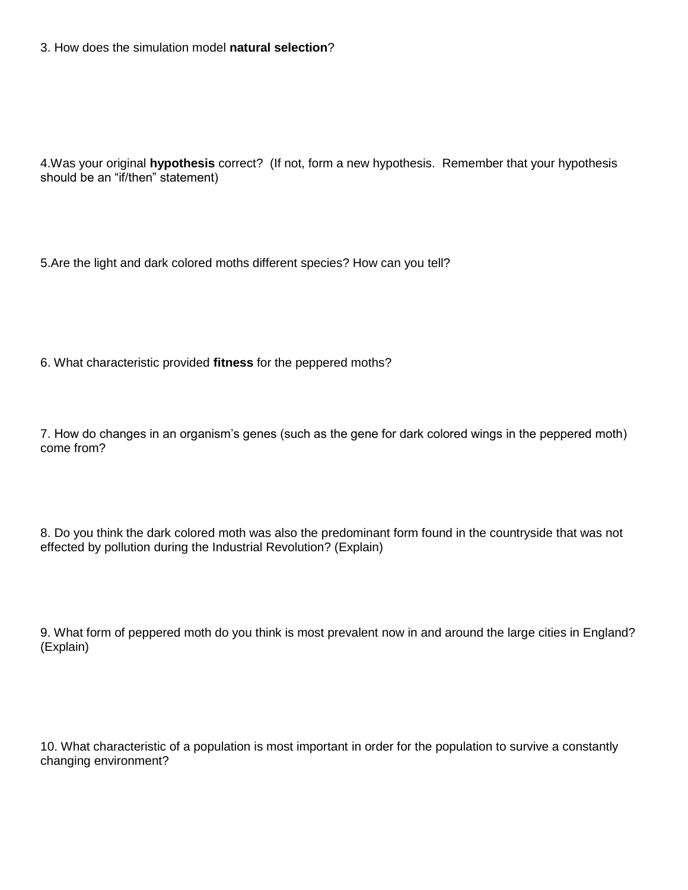3. How does the simulation model **natural selection**?

4.Was your original **hypothesis** correct? (If not, form a new hypothesis. Remember that your hypothesis should be an "if/then" statement)

5.Are the light and dark colored moths different species? How can you tell?

6. What characteristic provided **fitness** for the peppered moths?

7. How do changes in an organism's genes (such as the gene for dark colored wings in the peppered moth) come from?

8. Do you think the dark colored moth was also the predominant form found in the countryside that was not effected by pollution during the Industrial Revolution? (Explain)

9. What form of peppered moth do you think is most prevalent now in and around the large cities in England? (Explain)

10. What characteristic of a population is most important in order for the population to survive a constantly changing environment?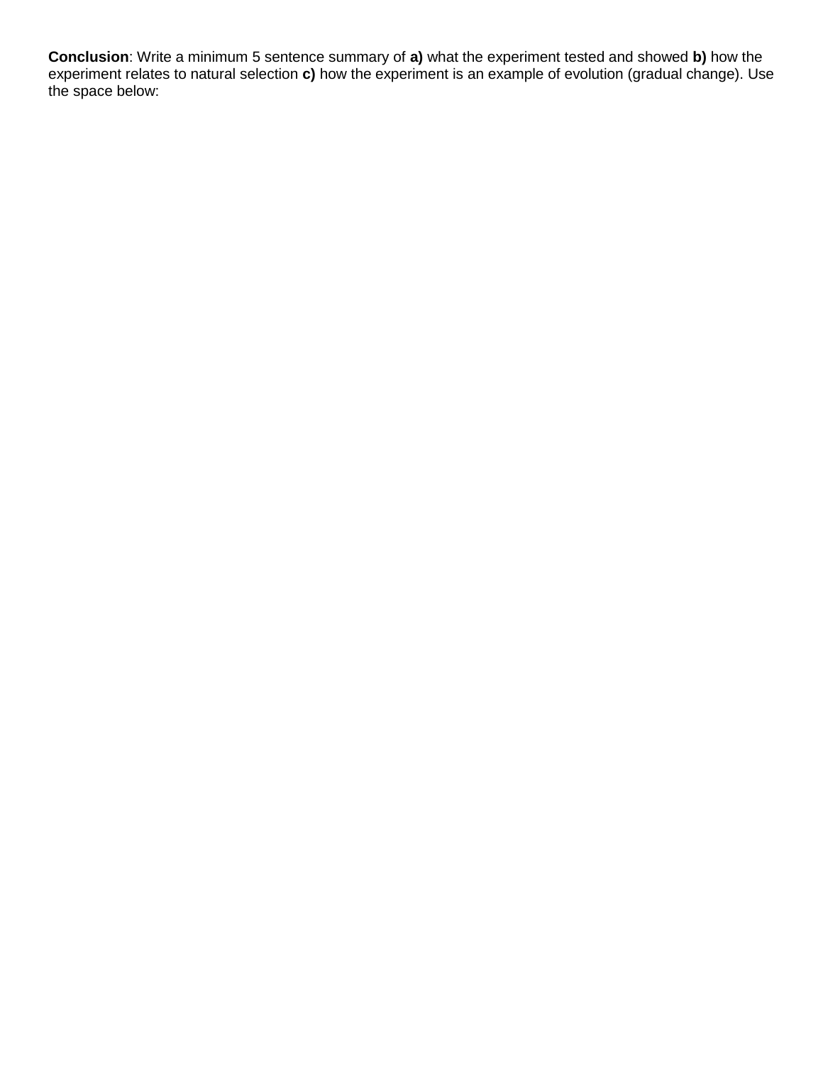**Conclusion**: Write a minimum 5 sentence summary of **a)** what the experiment tested and showed **b)** how the experiment relates to natural selection **c)** how the experiment is an example of evolution (gradual change). Use the space below: